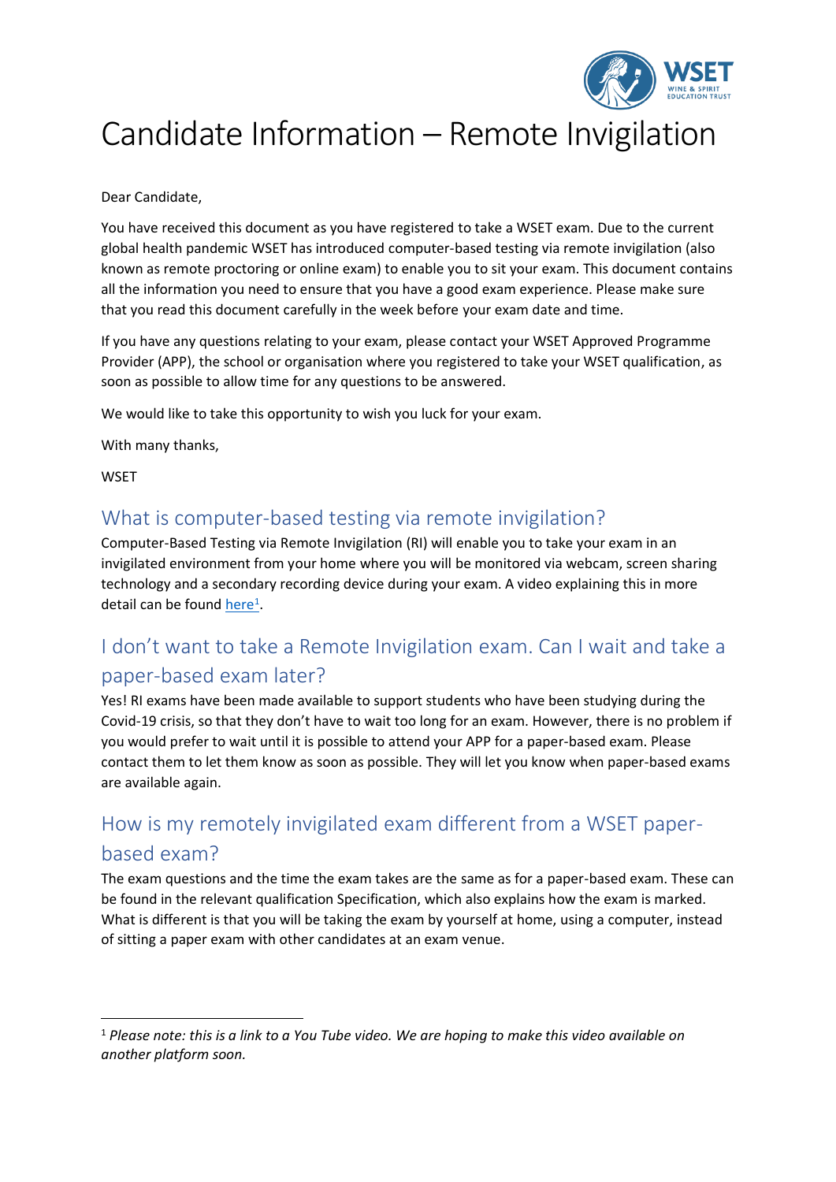# Candidate Information – Remote Invigilation

Dear Candidate,

You have received this document as you have registered to take a WSET exam. Due to the current global health pandemic WSET has introduced computer-based testing via remote invigilation (also known as remote proctoring or online exam) to enable you to sit your exam. This document contains all the information you need to ensure that you have a good exam experience. Please make sure that you read this document carefully in the week before your exam date and time.

If you have any questions relating to your exam, please contact your WSET Approved Programme Provider (APP), the school or organisation where you registered to take your WSET qualification, as soon as possible to allow time for any questions to be answered.

We would like to take this opportunity to wish you luck for your exam.

With many thanks,

WSET

## What is computer-based testing via remote invigilation?

Computer-Based Testing via Remote Invigilation (RI) will enable you to take your exam in an invigilated environment from your home where you will be monitored via webcam, screen sharing technology and a secondary recording device during your exam. A video explaining this in more detail can be found here[1].

## I don't want to take a Remote Invigilation exam. Can I wait and take a paper-based exam later?

Yes! RI exams have been made available to support students who have been studying during the Covid-19 crisis, so that they don't have to wait too long for an exam. However, there is no problem if you would prefer to wait until it is possible to attend your APP for a paper-based exam. Please contact them to let them know as soon as possible. They will let you know when paper-based exams are available again.

## How is my remotely invigilated exam different from a WSET paper-based exam?

The exam questions and the time the exam takes are the same as for a paper-based exam. These can be found in the relevant qualification Specification, which also explains how the exam is marked. What is different is that you will be taking the exam by yourself at home, using a computer, instead of sitting a paper exam with other candidates at an exam venue.

---

[1] *Please note: this is a link to a You Tube video. We are hoping to make this video available on another platform soon.*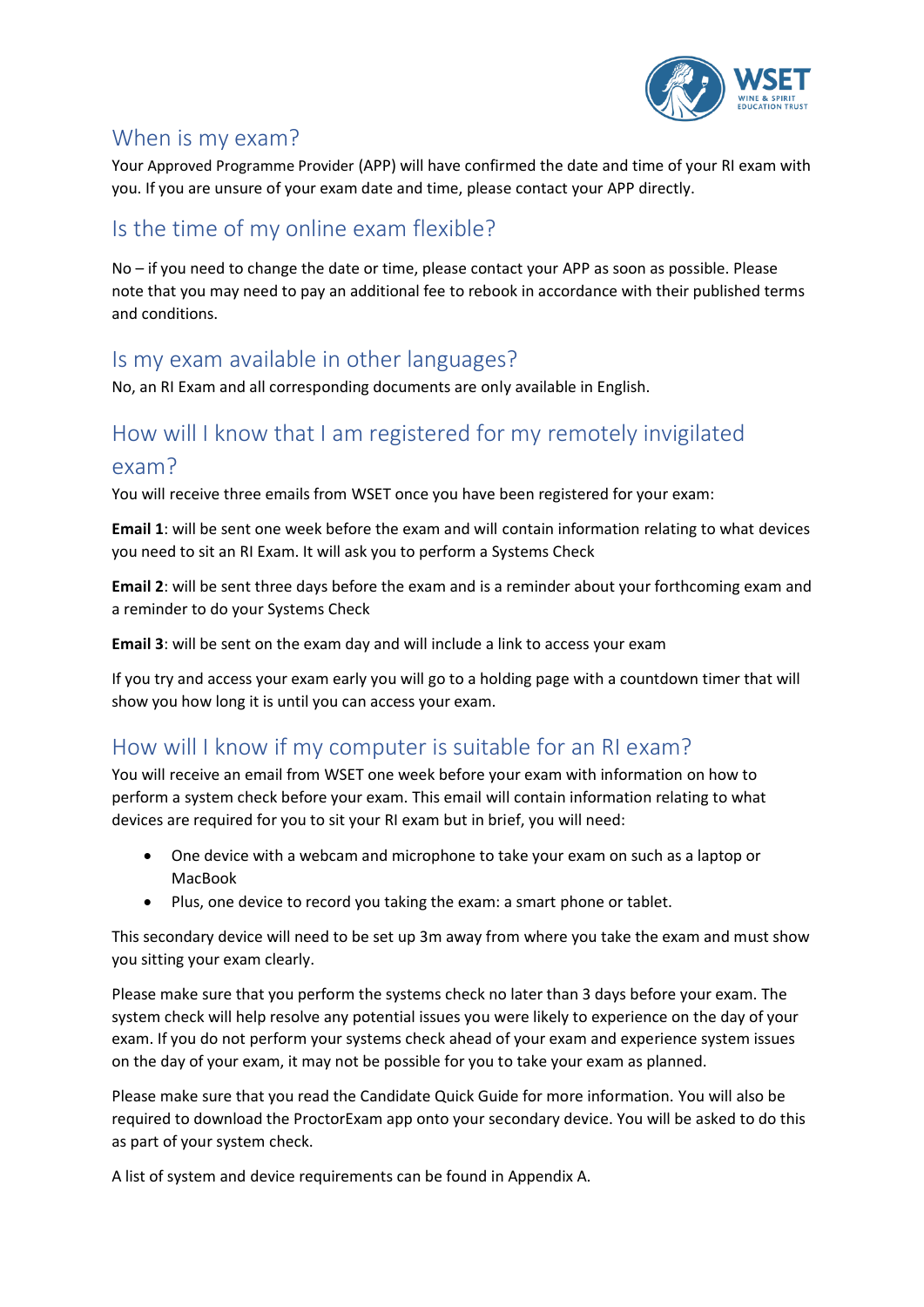## When is my exam?

Your Approved Programme Provider (APP) will have confirmed the date and time of your RI exam with you. If you are unsure of your exam date and time, please contact your APP directly.

## Is the time of my online exam flexible?

No – if you need to change the date or time, please contact your APP as soon as possible. Please note that you may need to pay an additional fee to rebook in accordance with their published terms and conditions.

## Is my exam available in other languages?

No, an RI Exam and all corresponding documents are only available in English.

## How will I know that I am registered for my remotely invigilated exam?

You will receive three emails from WSET once you have been registered for your exam:

**Email 1**: will be sent one week before the exam and will contain information relating to what devices you need to sit an RI Exam. It will ask you to perform a Systems Check

**Email 2**: will be sent three days before the exam and is a reminder about your forthcoming exam and a reminder to do your Systems Check

**Email 3**: will be sent on the exam day and will include a link to access your exam

If you try and access your exam early you will go to a holding page with a countdown timer that will show you how long it is until you can access your exam.

## How will I know if my computer is suitable for an RI exam?

You will receive an email from WSET one week before your exam with information on how to perform a system check before your exam. This email will contain information relating to what devices are required for you to sit your RI exam but in brief, you will need:

- One device with a webcam and microphone to take your exam on such as a laptop or MacBook
- Plus, one device to record you taking the exam: a smart phone or tablet.

This secondary device will need to be set up 3m away from where you take the exam and must show you sitting your exam clearly.

Please make sure that you perform the systems check no later than 3 days before your exam. The system check will help resolve any potential issues you were likely to experience on the day of your exam. If you do not perform your systems check ahead of your exam and experience system issues on the day of your exam, it may not be possible for you to take your exam as planned.

Please make sure that you read the Candidate Quick Guide for more information. You will also be required to download the ProctorExam app onto your secondary device. You will be asked to do this as part of your system check.

A list of system and device requirements can be found in Appendix A.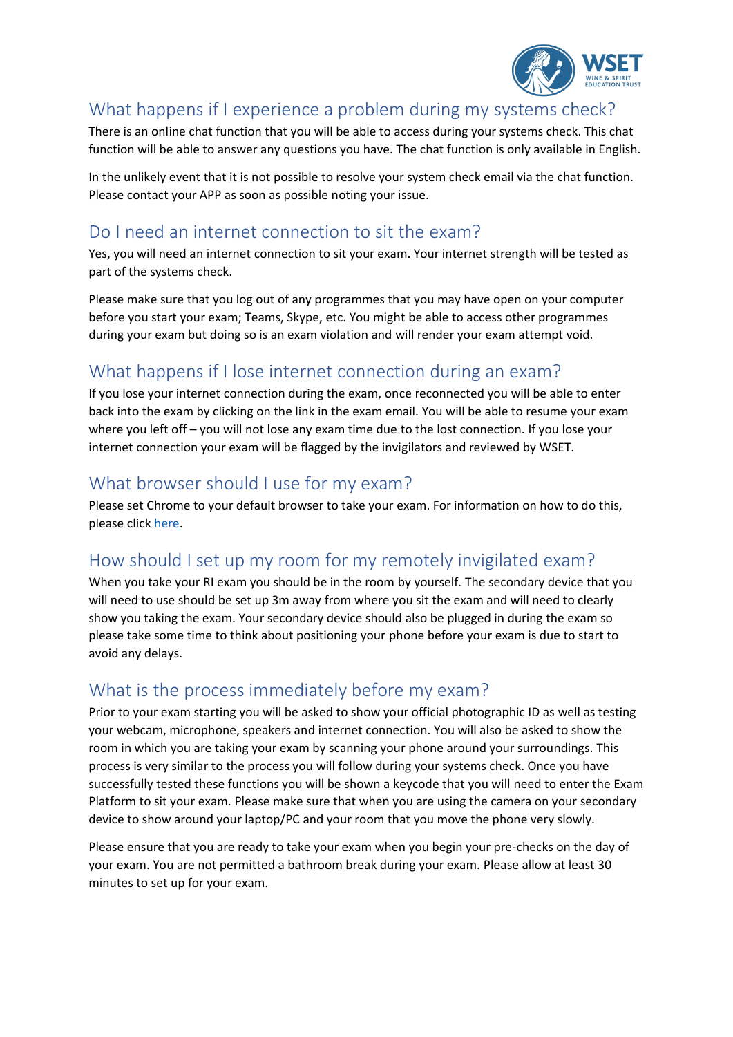## What happens if I experience a problem during my systems check?

There is an online chat function that you will be able to access during your systems check. This chat function will be able to answer any questions you have. The chat function is only available in English.

In the unlikely event that it is not possible to resolve your system check email via the chat function. Please contact your APP as soon as possible noting your issue.

## Do I need an internet connection to sit the exam?

Yes, you will need an internet connection to sit your exam. Your internet strength will be tested as part of the systems check.

Please make sure that you log out of any programmes that you may have open on your computer before you start your exam; Teams, Skype, etc. You might be able to access other programmes during your exam but doing so is an exam violation and will render your exam attempt void.

## What happens if I lose internet connection during an exam?

If you lose your internet connection during the exam, once reconnected you will be able to enter back into the exam by clicking on the link in the exam email. You will be able to resume your exam where you left off – you will not lose any exam time due to the lost connection. If you lose your internet connection your exam will be flagged by the invigilators and reviewed by WSET.

## What browser should I use for my exam?

Please set Chrome to your default browser to take your exam. For information on how to do this, please click here.

## How should I set up my room for my remotely invigilated exam?

When you take your RI exam you should be in the room by yourself. The secondary device that you will need to use should be set up 3m away from where you sit the exam and will need to clearly show you taking the exam. Your secondary device should also be plugged in during the exam so please take some time to think about positioning your phone before your exam is due to start to avoid any delays.

## What is the process immediately before my exam?

Prior to your exam starting you will be asked to show your official photographic ID as well as testing your webcam, microphone, speakers and internet connection. You will also be asked to show the room in which you are taking your exam by scanning your phone around your surroundings. This process is very similar to the process you will follow during your systems check. Once you have successfully tested these functions you will be shown a keycode that you will need to enter the Exam Platform to sit your exam. Please make sure that when you are using the camera on your secondary device to show around your laptop/PC and your room that you move the phone very slowly.

Please ensure that you are ready to take your exam when you begin your pre-checks on the day of your exam. You are not permitted a bathroom break during your exam. Please allow at least 30 minutes to set up for your exam.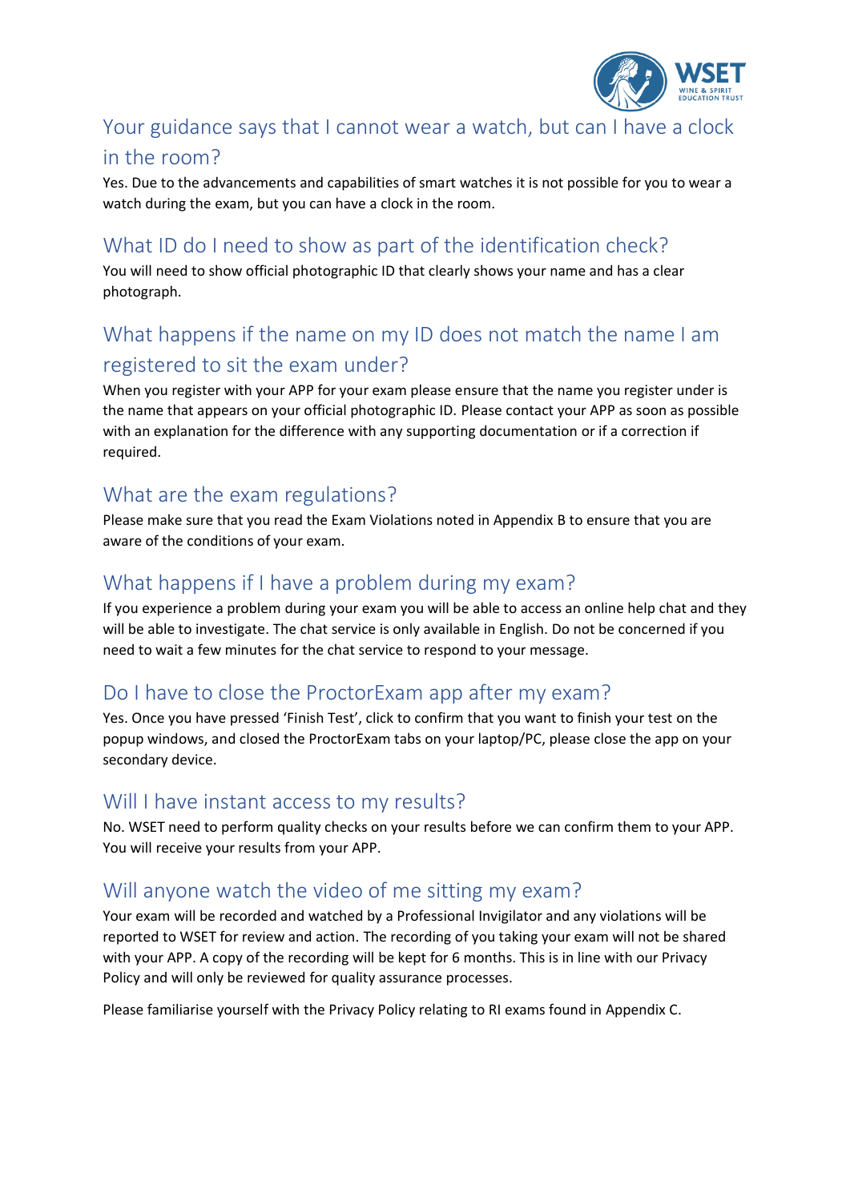## Your guidance says that I cannot wear a watch, but can I have a clock in the room?

Yes. Due to the advancements and capabilities of smart watches it is not possible for you to wear a watch during the exam, but you can have a clock in the room.

## What ID do I need to show as part of the identification check?

You will need to show official photographic ID that clearly shows your name and has a clear photograph.

## What happens if the name on my ID does not match the name I am registered to sit the exam under?

When you register with your APP for your exam please ensure that the name you register under is the name that appears on your official photographic ID. Please contact your APP as soon as possible with an explanation for the difference with any supporting documentation or if a correction if required.

## What are the exam regulations?

Please make sure that you read the Exam Violations noted in Appendix B to ensure that you are aware of the conditions of your exam.

## What happens if I have a problem during my exam?

If you experience a problem during your exam you will be able to access an online help chat and they will be able to investigate. The chat service is only available in English. Do not be concerned if you need to wait a few minutes for the chat service to respond to your message.

## Do I have to close the ProctorExam app after my exam?

Yes. Once you have pressed 'Finish Test', click to confirm that you want to finish your test on the popup windows, and closed the ProctorExam tabs on your laptop/PC, please close the app on your secondary device.

## Will I have instant access to my results?

No. WSET need to perform quality checks on your results before we can confirm them to your APP. You will receive your results from your APP.

## Will anyone watch the video of me sitting my exam?

Your exam will be recorded and watched by a Professional Invigilator and any violations will be reported to WSET for review and action. The recording of you taking your exam will not be shared with your APP. A copy of the recording will be kept for 6 months. This is in line with our Privacy Policy and will only be reviewed for quality assurance processes.

Please familiarise yourself with the Privacy Policy relating to RI exams found in Appendix C.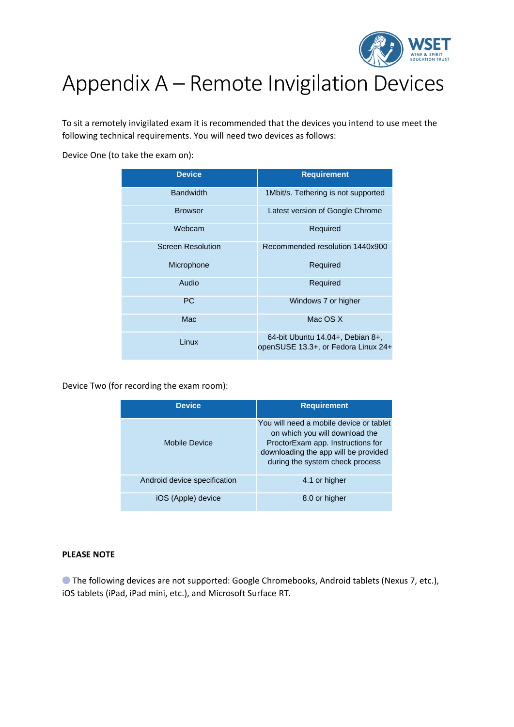# Appendix A – Remote Invigilation Devices

To sit a remotely invigilated exam it is recommended that the devices you intend to use meet the following technical requirements. You will need two devices as follows:

Device One (to take the exam on):

| Device | Requirement |
|---|---|
| Bandwidth | 1Mbit/s. Tethering is not supported |
| Browser | Latest version of Google Chrome |
| Webcam | Required |
| Screen Resolution | Recommended resolution 1440x900 |
| Microphone | Required |
| Audio | Required |
| PC | Windows 7 or higher |
| Mac | Mac OS X |
| Linux | 64-bit Ubuntu 14.04+, Debian 8+, openSUSE 13.3+, or Fedora Linux 24+ |

Device Two (for recording the exam room):

| Device | Requirement |
|---|---|
| Mobile Device | You will need a mobile device or tablet on which you will download the ProctorExam app. Instructions for downloading the app will be provided during the system check process |
| Android device specification | 4.1 or higher |
| iOS (Apple) device | 8.0 or higher |

**PLEASE NOTE**

- The following devices are not supported: Google Chromebooks, Android tablets (Nexus 7, etc.), iOS tablets (iPad, iPad mini, etc.), and Microsoft Surface RT.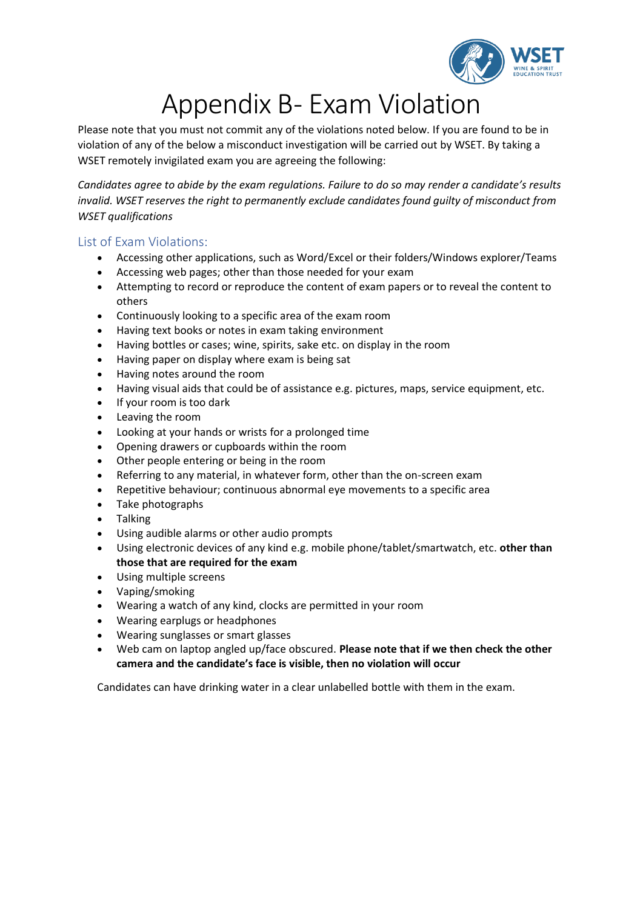# Appendix B- Exam Violation

Please note that you must not commit any of the violations noted below. If you are found to be in violation of any of the below a misconduct investigation will be carried out by WSET. By taking a WSET remotely invigilated exam you are agreeing the following:

*Candidates agree to abide by the exam regulations. Failure to do so may render a candidate's results invalid. WSET reserves the right to permanently exclude candidates found guilty of misconduct from WSET qualifications*

## List of Exam Violations:

- Accessing other applications, such as Word/Excel or their folders/Windows explorer/Teams
- Accessing web pages; other than those needed for your exam
- Attempting to record or reproduce the content of exam papers or to reveal the content to others
- Continuously looking to a specific area of the exam room
- Having text books or notes in exam taking environment
- Having bottles or cases; wine, spirits, sake etc. on display in the room
- Having paper on display where exam is being sat
- Having notes around the room
- Having visual aids that could be of assistance e.g. pictures, maps, service equipment, etc.
- If your room is too dark
- Leaving the room
- Looking at your hands or wrists for a prolonged time
- Opening drawers or cupboards within the room
- Other people entering or being in the room
- Referring to any material, in whatever form, other than the on-screen exam
- Repetitive behaviour; continuous abnormal eye movements to a specific area
- Take photographs
- Talking
- Using audible alarms or other audio prompts
- Using electronic devices of any kind e.g. mobile phone/tablet/smartwatch, etc. **other than those that are required for the exam**
- Using multiple screens
- Vaping/smoking
- Wearing a watch of any kind, clocks are permitted in your room
- Wearing earplugs or headphones
- Wearing sunglasses or smart glasses
- Web cam on laptop angled up/face obscured. **Please note that if we then check the other camera and the candidate's face is visible, then no violation will occur**

Candidates can have drinking water in a clear unlabelled bottle with them in the exam.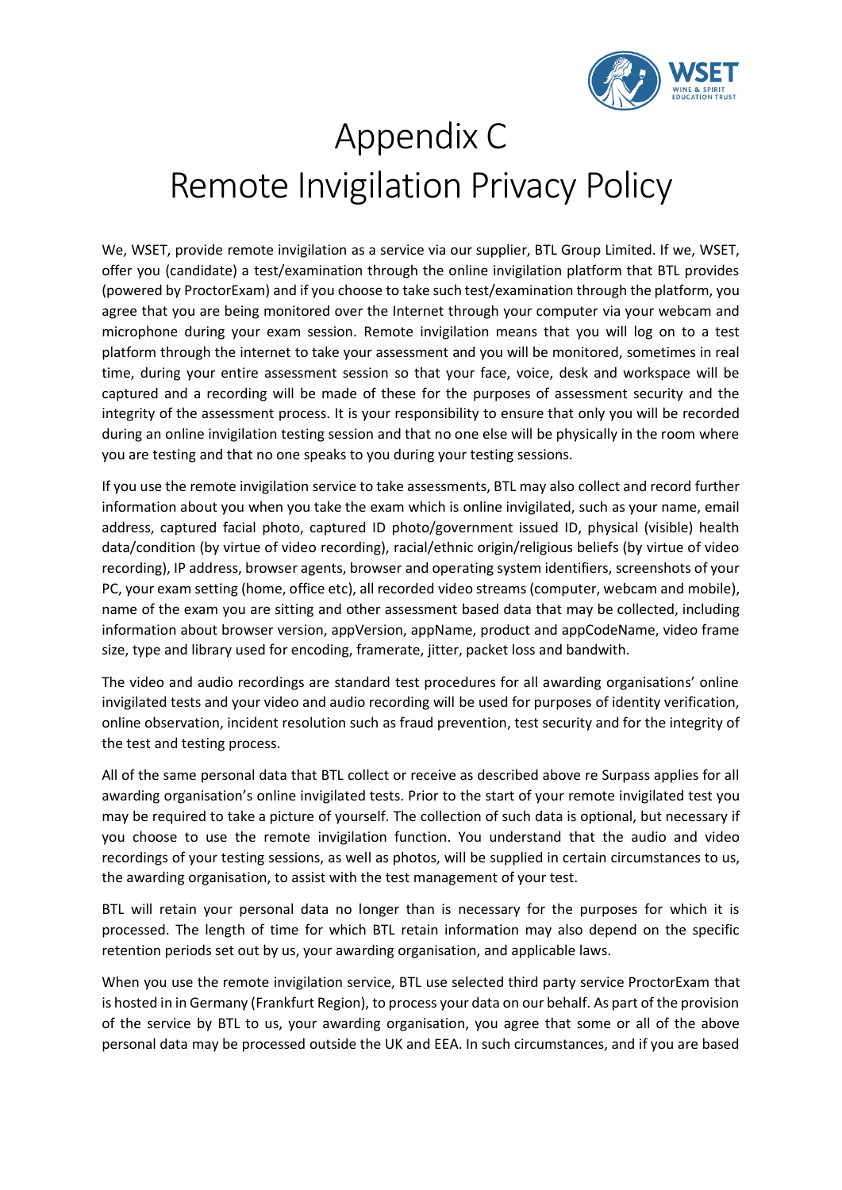# Appendix C
# Remote Invigilation Privacy Policy

We, WSET, provide remote invigilation as a service via our supplier, BTL Group Limited. If we, WSET, offer you (candidate) a test/examination through the online invigilation platform that BTL provides (powered by ProctorExam) and if you choose to take such test/examination through the platform, you agree that you are being monitored over the Internet through your computer via your webcam and microphone during your exam session. Remote invigilation means that you will log on to a test platform through the internet to take your assessment and you will be monitored, sometimes in real time, during your entire assessment session so that your face, voice, desk and workspace will be captured and a recording will be made of these for the purposes of assessment security and the integrity of the assessment process. It is your responsibility to ensure that only you will be recorded during an online invigilation testing session and that no one else will be physically in the room where you are testing and that no one speaks to you during your testing sessions.

If you use the remote invigilation service to take assessments, BTL may also collect and record further information about you when you take the exam which is online invigilated, such as your name, email address, captured facial photo, captured ID photo/government issued ID, physical (visible) health data/condition (by virtue of video recording), racial/ethnic origin/religious beliefs (by virtue of video recording), IP address, browser agents, browser and operating system identifiers, screenshots of your PC, your exam setting (home, office etc), all recorded video streams (computer, webcam and mobile), name of the exam you are sitting and other assessment based data that may be collected, including information about browser version, appVersion, appName, product and appCodeName, video frame size, type and library used for encoding, framerate, jitter, packet loss and bandwith.

The video and audio recordings are standard test procedures for all awarding organisations' online invigilated tests and your video and audio recording will be used for purposes of identity verification, online observation, incident resolution such as fraud prevention, test security and for the integrity of the test and testing process.

All of the same personal data that BTL collect or receive as described above re Surpass applies for all awarding organisation's online invigilated tests. Prior to the start of your remote invigilated test you may be required to take a picture of yourself. The collection of such data is optional, but necessary if you choose to use the remote invigilation function. You understand that the audio and video recordings of your testing sessions, as well as photos, will be supplied in certain circumstances to us, the awarding organisation, to assist with the test management of your test.

BTL will retain your personal data no longer than is necessary for the purposes for which it is processed. The length of time for which BTL retain information may also depend on the specific retention periods set out by us, your awarding organisation, and applicable laws.

When you use the remote invigilation service, BTL use selected third party service ProctorExam that is hosted in in Germany (Frankfurt Region), to process your data on our behalf. As part of the provision of the service by BTL to us, your awarding organisation, you agree that some or all of the above personal data may be processed outside the UK and EEA. In such circumstances, and if you are based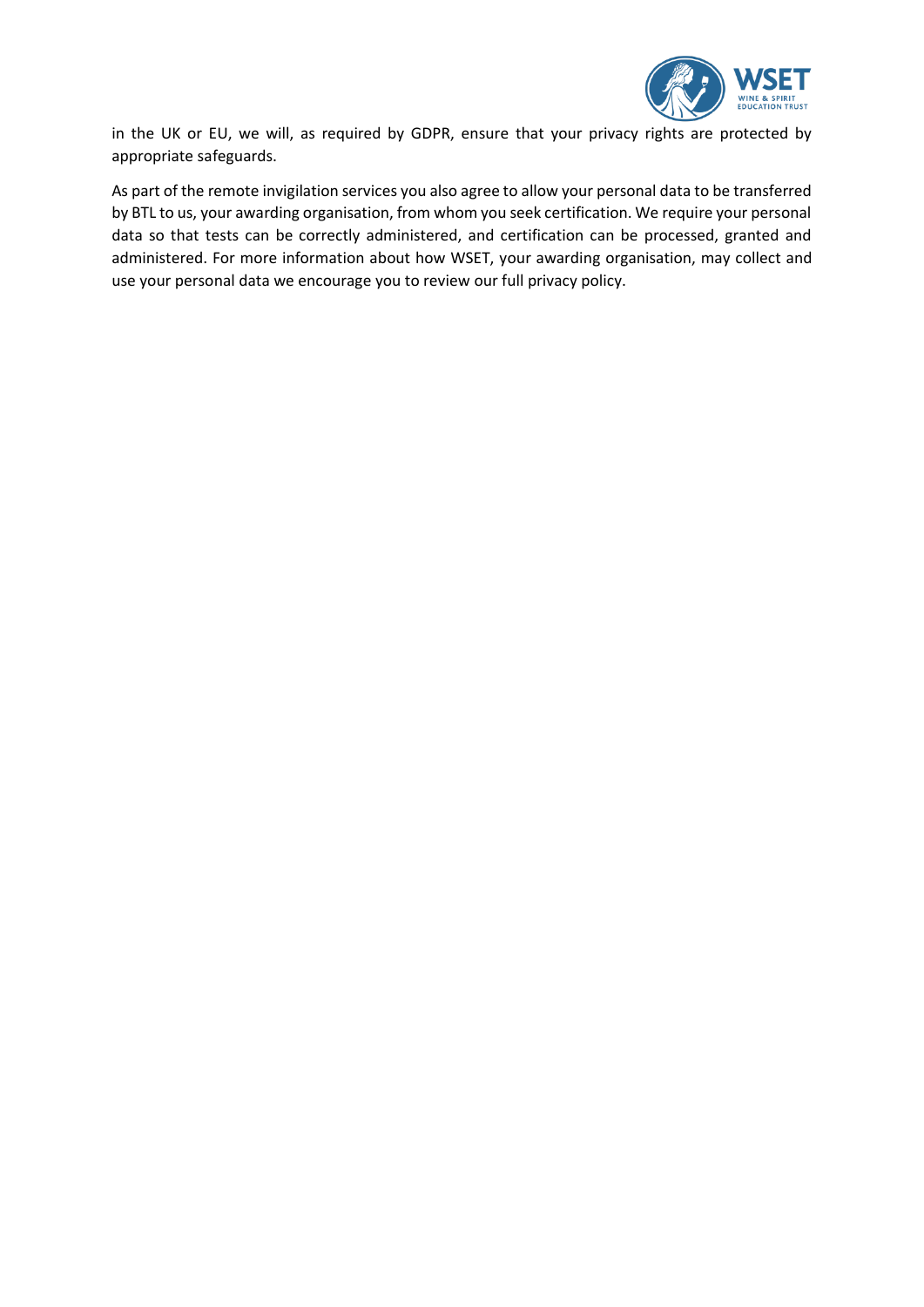in the UK or EU, we will, as required by GDPR, ensure that your privacy rights are protected by appropriate safeguards.

As part of the remote invigilation services you also agree to allow your personal data to be transferred by BTL to us, your awarding organisation, from whom you seek certification. We require your personal data so that tests can be correctly administered, and certification can be processed, granted and administered. For more information about how WSET, your awarding organisation, may collect and use your personal data we encourage you to review our full privacy policy.